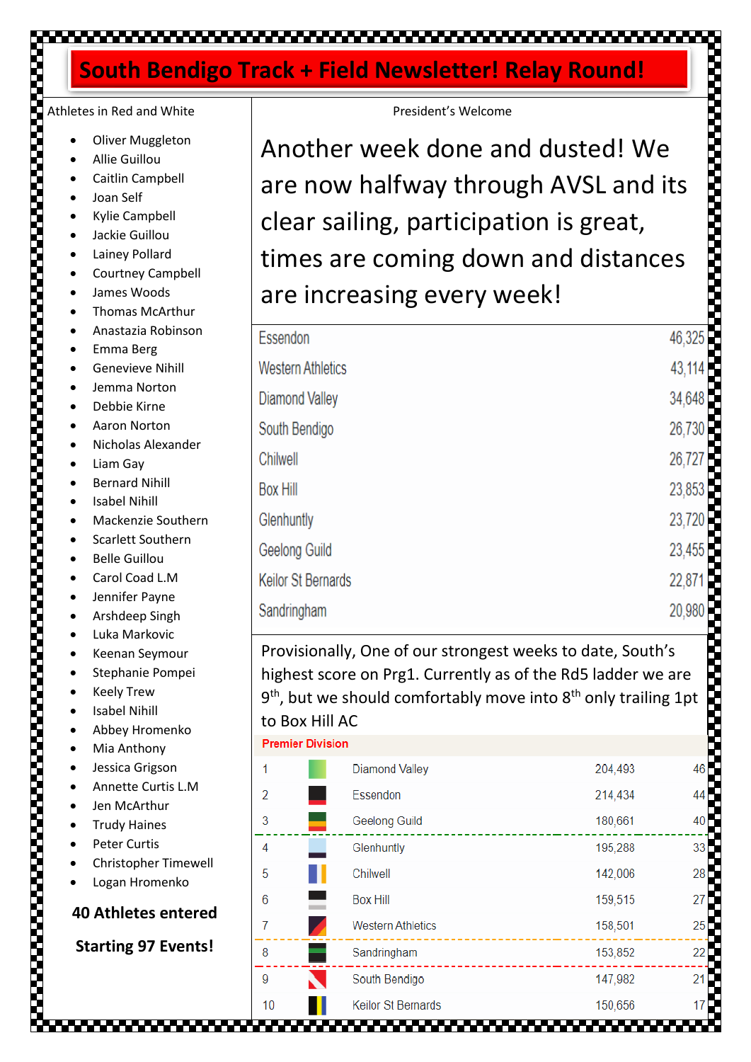# South Bendigo Track + Field Newsletter! Relay Round!

## Athletes in Red and White

- Oliver Muggleton
- Allie Guillou
- Caitlin Campbell
- Joan Self
- Kylie Campbell
- Jackie Guillou
- Lainey Pollard
- Courtney Campbell
- James Woods
- Thomas McArthur
- Anastazia Robinson
- Emma Berg
- Genevieve Nihill
- Jemma Norton
- Debbie Kirne
- Aaron Norton
- Nicholas Alexander
- Liam Gay
- Bernard Nihill
- Isabel Nihill
- Mackenzie Southern
- Scarlett Southern
- Belle Guillou
- Carol Coad L.M
- Jennifer Payne
- Arshdeep Singh
- Luka Markovic
- Keenan Seymour
- Stephanie Pompei
- Keely Trew
- Isabel Nihill
- Abbey Hromenko
- Mia Anthony
- Jessica Grigson
- Annette Curtis L.M
- Jen McArthur
- Trudy Haines
- Peter Curtis
- Christopher Timewell
- Logan Hromenko

**40 Athletes entered**

**Starting 97 Events!**

## President's Welcome

Another week done and dusted! We are now halfway through AVSL and its clear sailing, participation is great, times are coming down and distances are increasing every week!

| Club | Score |
|---|---|
| Essendon | 46,325 |
| Western Athletics | 43,114 |
| Diamond Valley | 34,648 |
| South Bendigo | 26,730 |
| Chilwell | 26,727 |
| Box Hill | 23,853 |
| Glenhuntly | 23,720 |
| Geelong Guild | 23,455 |
| Keilor St Bernards | 22,871 |
| Sandringham | 20,980 |

Provisionally, One of our strongest weeks to date, South's highest score on Prg1. Currently as of the Rd5 ladder we are 9th, but we should comfortably move into 8th only trailing 1pt to Box Hill AC

**Premier Division**

| # | Club | Score | Points |
|---|---|---|---|
| 1 | Diamond Valley | 204,493 | 46 |
| 2 | Essendon | 214,434 | 44 |
| 3 | Geelong Guild | 180,661 | 40 |
| 4 | Glenhuntly | 195,288 | 33 |
| 5 | Chilwell | 142,006 | 28 |
| 6 | Box Hill | 159,515 | 27 |
| 7 | Western Athletics | 158,501 | 25 |
| 8 | Sandringham | 153,852 | 22 |
| 9 | South Bendigo | 147,982 | 21 |
| 10 | Keilor St Bernards | 150,656 | 17 |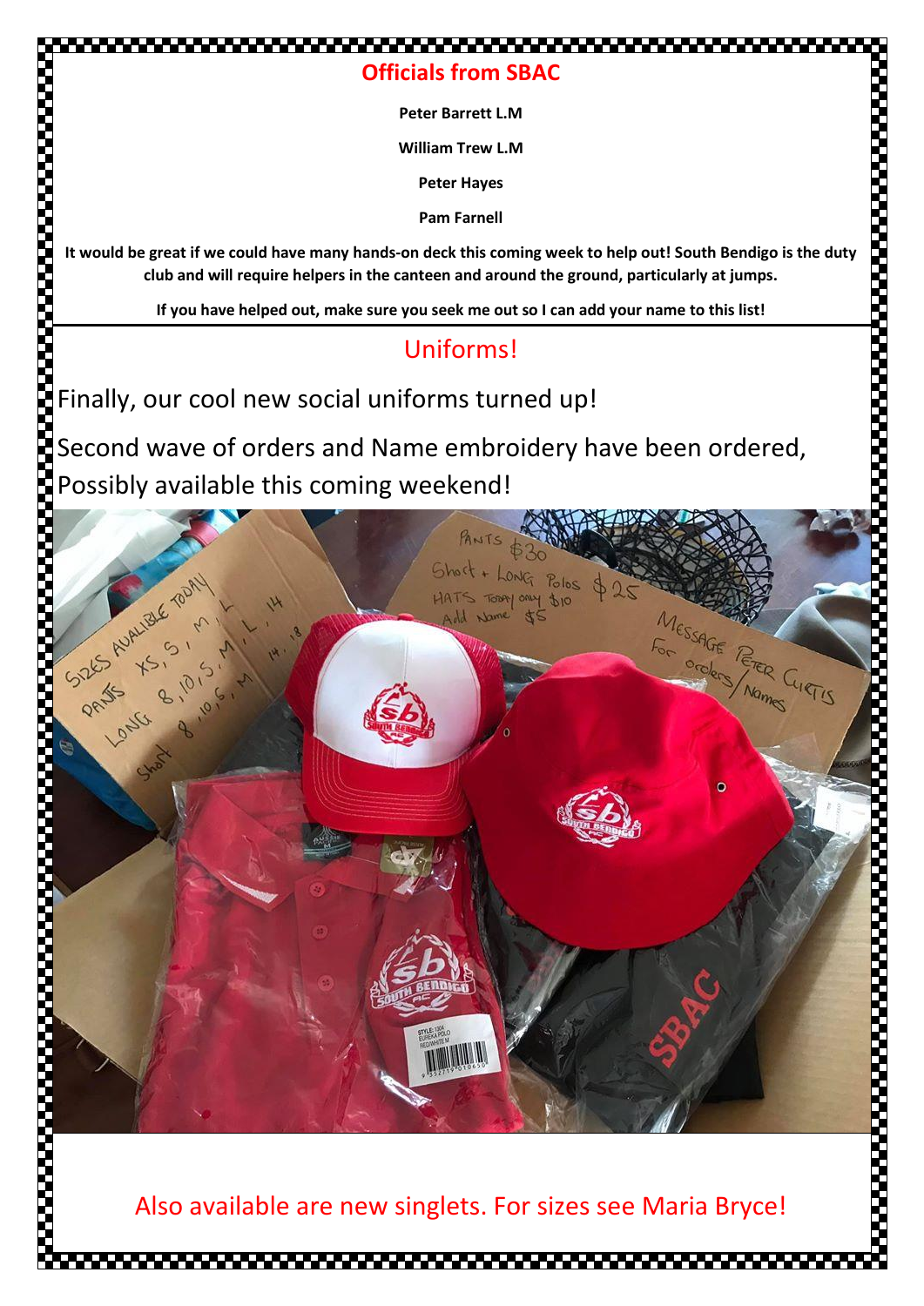## Officials from SBAC

**Peter Barrett L.M**

**William Trew L.M**

**Peter Hayes**

**Pam Farnell**

**It would be great if we could have many hands-on deck this coming week to help out! South Bendigo is the duty club and will require helpers in the canteen and around the ground, particularly at jumps.**

**If you have helped out, make sure you seek me out so I can add your name to this list!**

## Uniforms!

Finally, our cool new social uniforms turned up!

Second wave of orders and Name embroidery have been ordered, Possibly available this coming weekend!

Also available are new singlets. For sizes see Maria Bryce!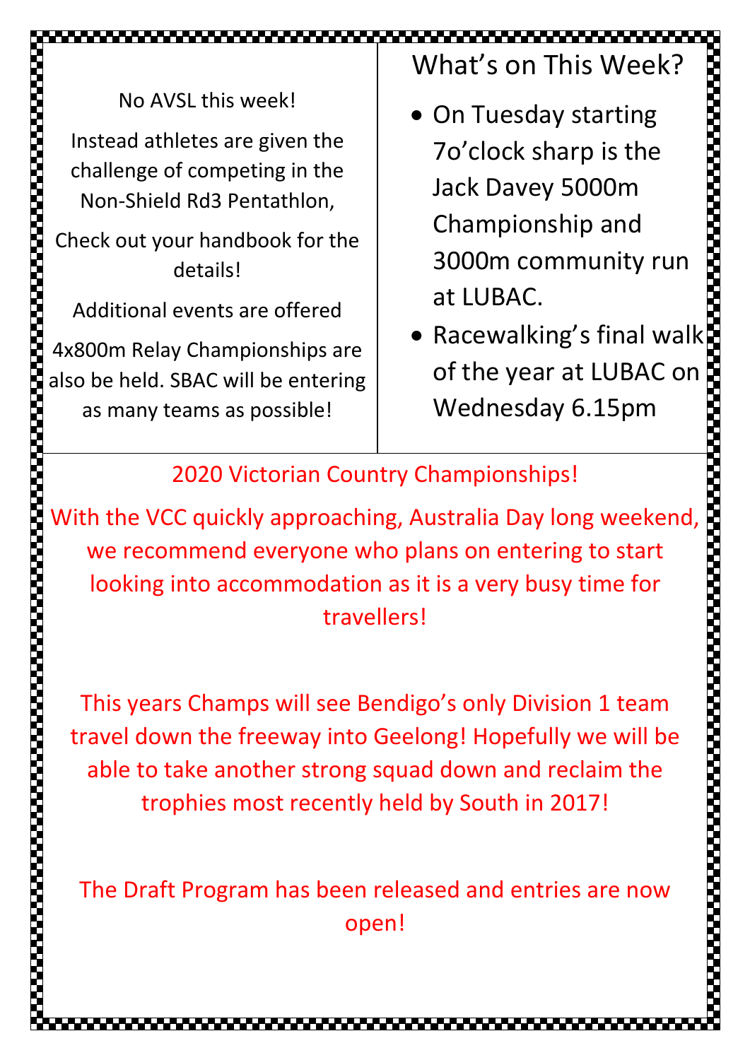No AVSL this week!

Instead athletes are given the challenge of competing in the Non-Shield Rd3 Pentathlon,

Check out your handbook for the details!

Additional events are offered

4x800m Relay Championships are also be held. SBAC will be entering as many teams as possible!

## What's on This Week?

- On Tuesday starting 7o'clock sharp is the Jack Davey 5000m Championship and 3000m community run at LUBAC.
- Racewalking's final walk of the year at LUBAC on Wednesday 6.15pm

## 2020 Victorian Country Championships!

With the VCC quickly approaching, Australia Day long weekend, we recommend everyone who plans on entering to start looking into accommodation as it is a very busy time for travellers!

This years Champs will see Bendigo's only Division 1 team travel down the freeway into Geelong! Hopefully we will be able to take another strong squad down and reclaim the trophies most recently held by South in 2017!

The Draft Program has been released and entries are now open!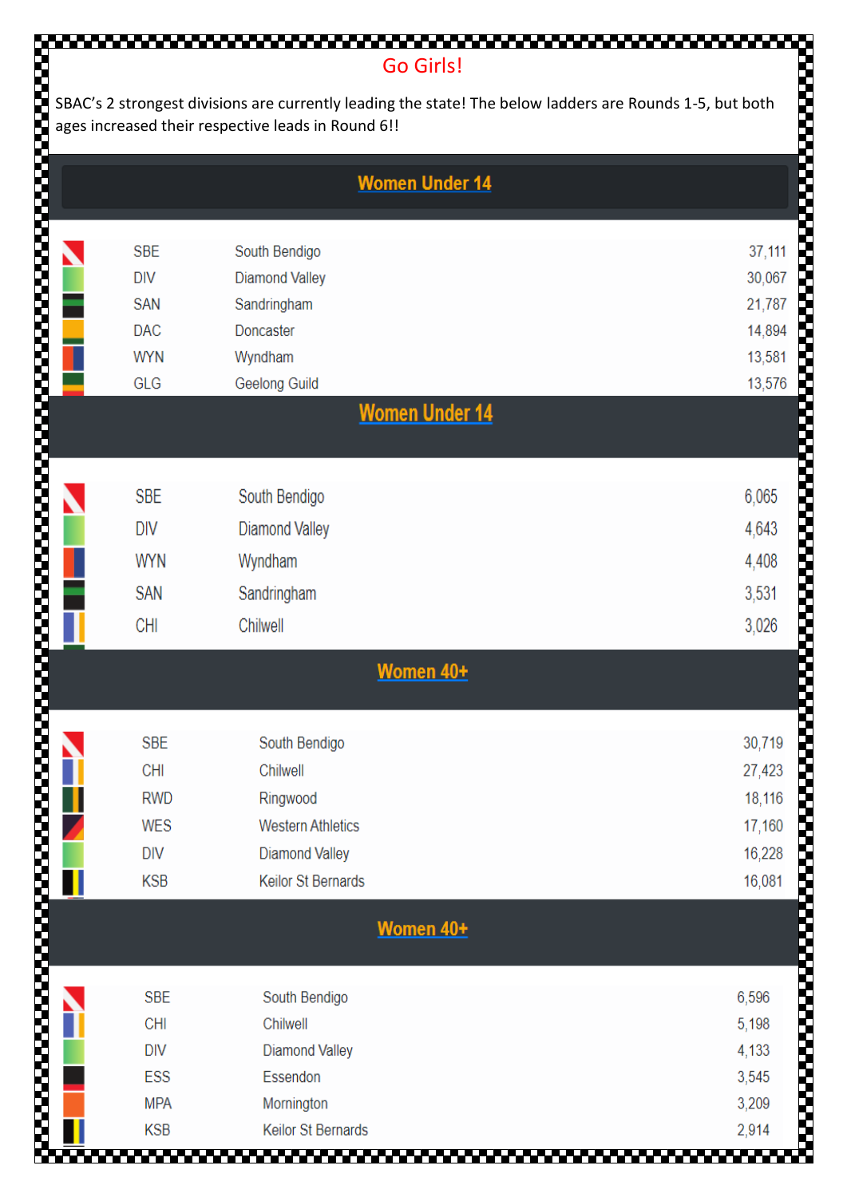# Go Girls!

SBAC's 2 strongest divisions are currently leading the state! The below ladders are Rounds 1-5, but both ages increased their respective leads in Round 6!!

## Women Under 14

| | | |
|---|---|---|
| SBE | South Bendigo | 37,111 |
| DIV | Diamond Valley | 30,067 |
| SAN | Sandringham | 21,787 |
| DAC | Doncaster | 14,894 |
| WYN | Wyndham | 13,581 |
| GLG | Geelong Guild | 13,576 |

## Women Under 14

| | | |
|---|---|---|
| SBE | South Bendigo | 6,065 |
| DIV | Diamond Valley | 4,643 |
| WYN | Wyndham | 4,408 |
| SAN | Sandringham | 3,531 |
| CHI | Chilwell | 3,026 |

## Women 40+

| | | |
|---|---|---|
| SBE | South Bendigo | 30,719 |
| CHI | Chilwell | 27,423 |
| RWD | Ringwood | 18,116 |
| WES | Western Athletics | 17,160 |
| DIV | Diamond Valley | 16,228 |
| KSB | Keilor St Bernards | 16,081 |

## Women 40+

| | | |
|---|---|---|
| SBE | South Bendigo | 6,596 |
| CHI | Chilwell | 5,198 |
| DIV | Diamond Valley | 4,133 |
| ESS | Essendon | 3,545 |
| MPA | Mornington | 3,209 |
| KSB | Keilor St Bernards | 2,914 |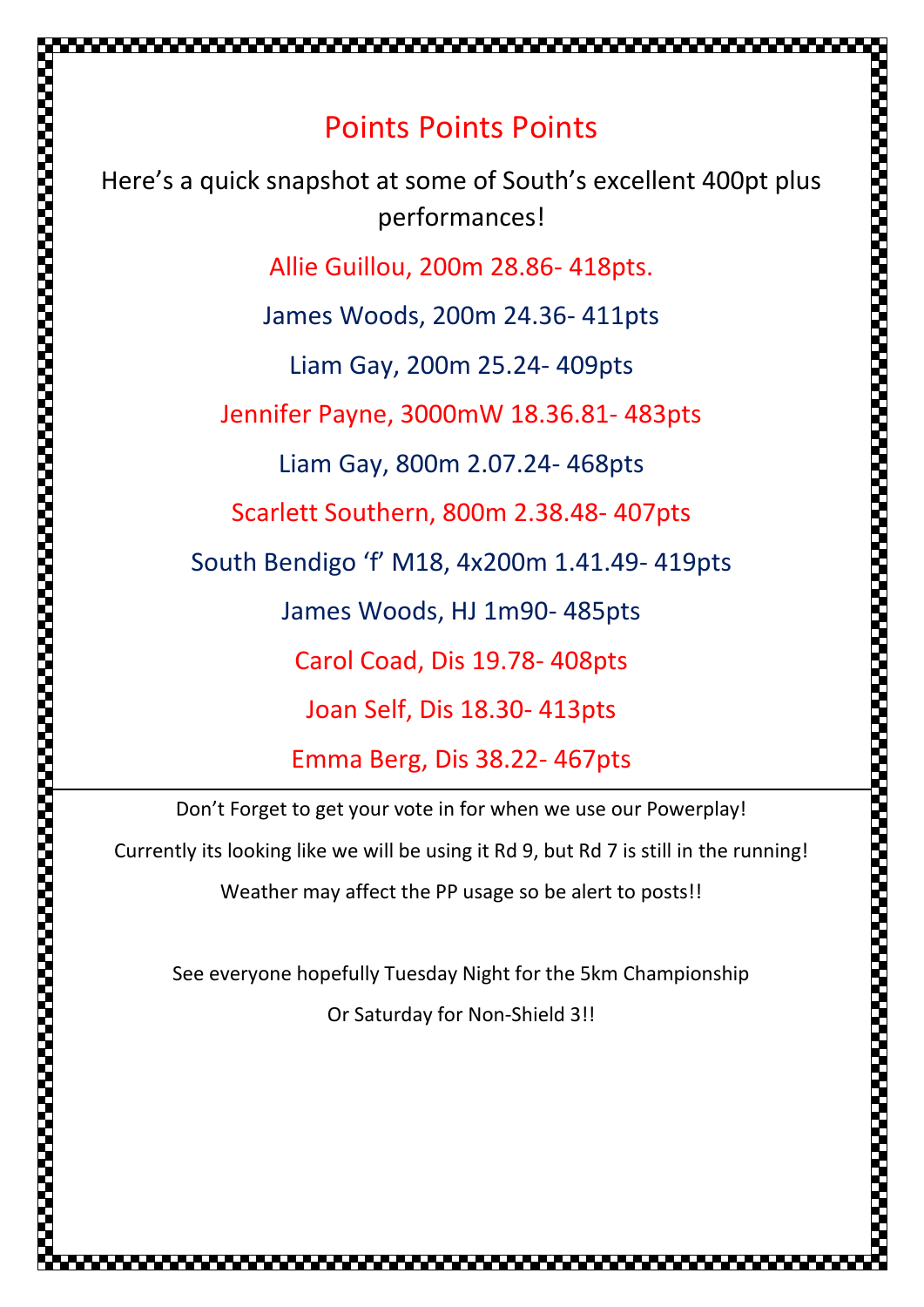# Points Points Points

Here's a quick snapshot at some of South's excellent 400pt plus performances!

Allie Guillou, 200m 28.86- 418pts.

James Woods, 200m 24.36- 411pts

Liam Gay, 200m 25.24- 409pts

Jennifer Payne, 3000mW 18.36.81- 483pts

Liam Gay, 800m 2.07.24- 468pts

Scarlett Southern, 800m 2.38.48- 407pts

South Bendigo 'f' M18, 4x200m 1.41.49- 419pts

James Woods, HJ 1m90- 485pts

Carol Coad, Dis 19.78- 408pts

Joan Self, Dis 18.30- 413pts

Emma Berg, Dis 38.22- 467pts

---

Don't Forget to get your vote in for when we use our Powerplay!

Currently its looking like we will be using it Rd 9, but Rd 7 is still in the running!

Weather may affect the PP usage so be alert to posts!!

See everyone hopefully Tuesday Night for the 5km Championship

Or Saturday for Non-Shield 3!!